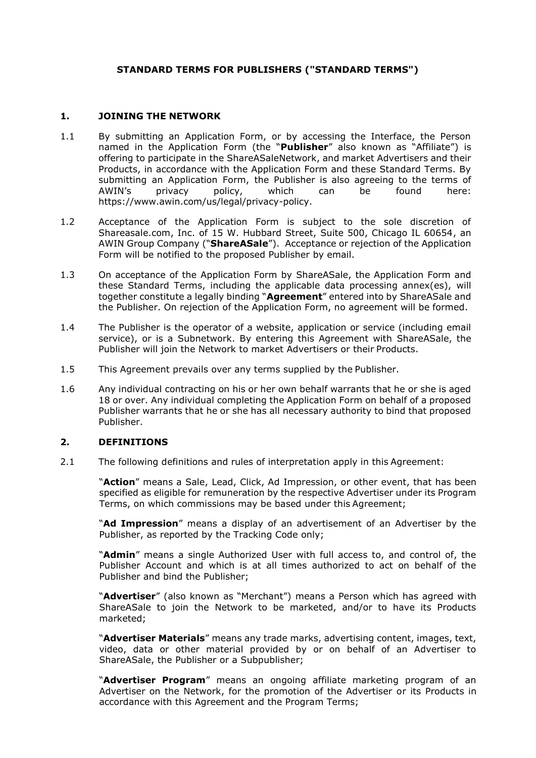# STANDARD TERMS FOR PUBLISHERS ("STANDARD TERMS")

## 1. JOINING THE NETWORK

1.1 By submitting an Application Form, or by accessing the Interface, the Person named in the Application Form (the "**Publisher**" also known as "Affiliate") is offering to participate in the ShareASaleNetwork, and market Advertisers and their Products, in accordance with the Application Form and these Standard Terms. By submitting an Application Form, the Publisher is also agreeing to the terms of AWIN's privacy policy, which can be found here: https://www.awin.com/us/legal/privacy-policy.

1.2 Acceptance of the Application Form is subject to the sole discretion of Shareasale.com, Inc. of 15 W. Hubbard Street, Suite 500, Chicago IL 60654, an AWIN Group Company ("**ShareASale**"). Acceptance or rejection of the Application Form will be notified to the proposed Publisher by email.

1.3 On acceptance of the Application Form by ShareASale, the Application Form and these Standard Terms, including the applicable data processing annex(es), will together constitute a legally binding "**Agreement**" entered into by ShareASale and the Publisher. On rejection of the Application Form, no agreement will be formed.

1.4 The Publisher is the operator of a website, application or service (including email service), or is a Subnetwork. By entering this Agreement with ShareASale, the Publisher will join the Network to market Advertisers or their Products.

1.5 This Agreement prevails over any terms supplied by the Publisher.

1.6 Any individual contracting on his or her own behalf warrants that he or she is aged 18 or over. Any individual completing the Application Form on behalf of a proposed Publisher warrants that he or she has all necessary authority to bind that proposed Publisher.

## 2. DEFINITIONS

2.1 The following definitions and rules of interpretation apply in this Agreement:

"**Action**" means a Sale, Lead, Click, Ad Impression, or other event, that has been specified as eligible for remuneration by the respective Advertiser under its Program Terms, on which commissions may be based under this Agreement;

"**Ad Impression**" means a display of an advertisement of an Advertiser by the Publisher, as reported by the Tracking Code only;

"**Admin**" means a single Authorized User with full access to, and control of, the Publisher Account and which is at all times authorized to act on behalf of the Publisher and bind the Publisher;

"**Advertiser**" (also known as "Merchant") means a Person which has agreed with ShareASale to join the Network to be marketed, and/or to have its Products marketed;

"**Advertiser Materials**" means any trade marks, advertising content, images, text, video, data or other material provided by or on behalf of an Advertiser to ShareASale, the Publisher or a Subpublisher;

"**Advertiser Program**" means an ongoing affiliate marketing program of an Advertiser on the Network, for the promotion of the Advertiser or its Products in accordance with this Agreement and the Program Terms;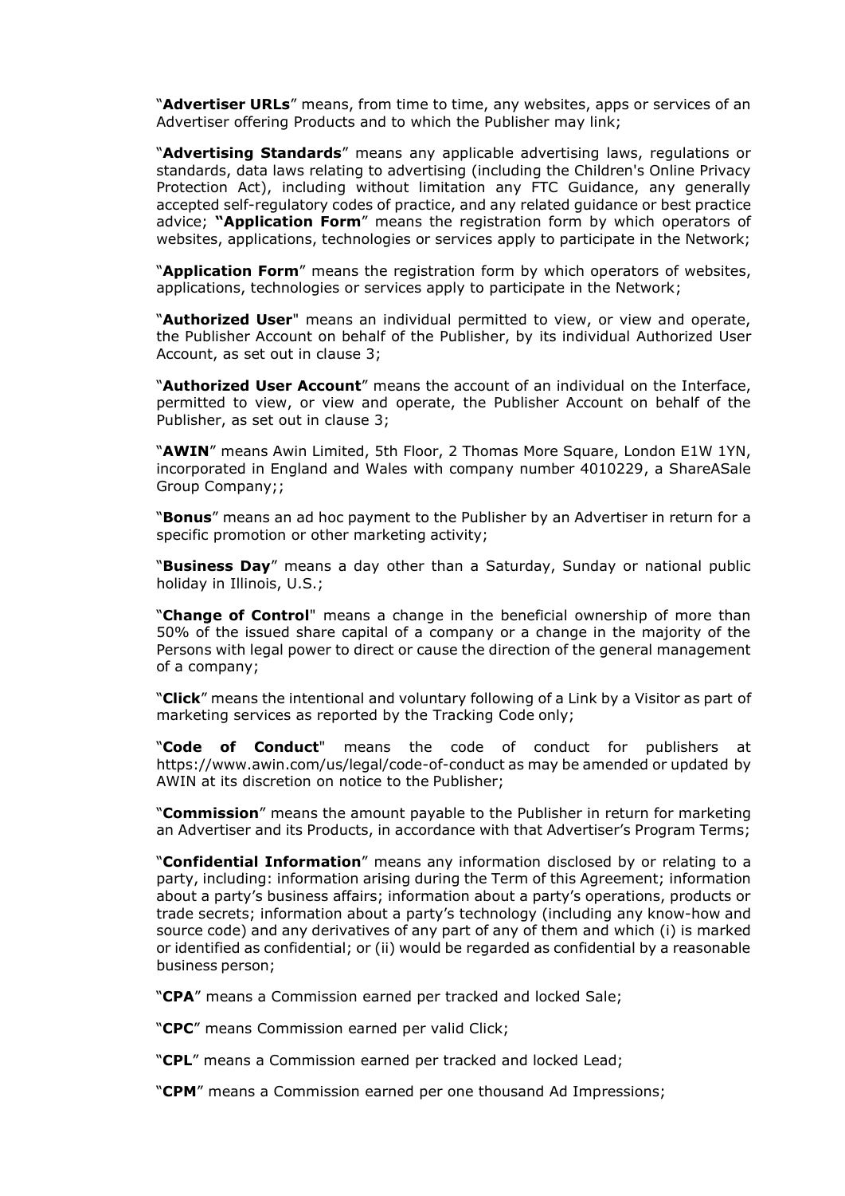"**Advertiser URLs**" means, from time to time, any websites, apps or services of an Advertiser offering Products and to which the Publisher may link;

"**Advertising Standards**" means any applicable advertising laws, regulations or standards, data laws relating to advertising (including the Children's Online Privacy Protection Act), including without limitation any FTC Guidance, any generally accepted self-regulatory codes of practice, and any related guidance or best practice advice; **"Application Form**" means the registration form by which operators of websites, applications, technologies or services apply to participate in the Network;

"**Application Form**" means the registration form by which operators of websites, applications, technologies or services apply to participate in the Network;

"**Authorized User**" means an individual permitted to view, or view and operate, the Publisher Account on behalf of the Publisher, by its individual Authorized User Account, as set out in clause 3;

"**Authorized User Account**" means the account of an individual on the Interface, permitted to view, or view and operate, the Publisher Account on behalf of the Publisher, as set out in clause 3;

"**AWIN**" means Awin Limited, 5th Floor, 2 Thomas More Square, London E1W 1YN, incorporated in England and Wales with company number 4010229, a ShareASale Group Company;;

"**Bonus**" means an ad hoc payment to the Publisher by an Advertiser in return for a specific promotion or other marketing activity;

"**Business Day**" means a day other than a Saturday, Sunday or national public holiday in Illinois, U.S.;

"**Change of Control**" means a change in the beneficial ownership of more than 50% of the issued share capital of a company or a change in the majority of the Persons with legal power to direct or cause the direction of the general management of a company;

"**Click**" means the intentional and voluntary following of a Link by a Visitor as part of marketing services as reported by the Tracking Code only;

"**Code of Conduct**" means the code of conduct for publishers at https://www.awin.com/us/legal/code-of-conduct as may be amended or updated by AWIN at its discretion on notice to the Publisher;

"**Commission**" means the amount payable to the Publisher in return for marketing an Advertiser and its Products, in accordance with that Advertiser's Program Terms;

"**Confidential Information**" means any information disclosed by or relating to a party, including: information arising during the Term of this Agreement; information about a party's business affairs; information about a party's operations, products or trade secrets; information about a party's technology (including any know-how and source code) and any derivatives of any part of any of them and which (i) is marked or identified as confidential; or (ii) would be regarded as confidential by a reasonable business person;

"**CPA**" means a Commission earned per tracked and locked Sale;

"**CPC**" means Commission earned per valid Click;

"**CPL**" means a Commission earned per tracked and locked Lead;

"**CPM**" means a Commission earned per one thousand Ad Impressions;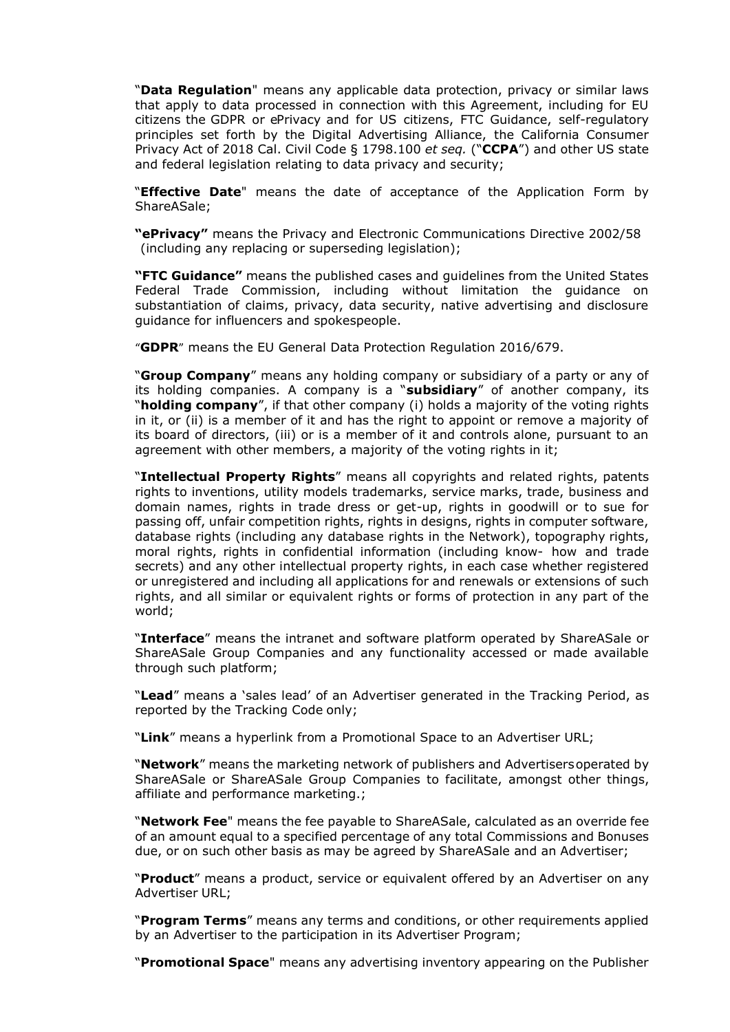"**Data Regulation**" means any applicable data protection, privacy or similar laws that apply to data processed in connection with this Agreement, including for EU citizens the GDPR or ePrivacy and for US citizens, FTC Guidance, self-regulatory principles set forth by the Digital Advertising Alliance, the California Consumer Privacy Act of 2018 Cal. Civil Code § 1798.100 *et seq.* ("**CCPA**") and other US state and federal legislation relating to data privacy and security;

"**Effective Date**" means the date of acceptance of the Application Form by ShareASale;

**"ePrivacy"** means the Privacy and Electronic Communications Directive 2002/58 (including any replacing or superseding legislation);

**"FTC Guidance"** means the published cases and guidelines from the United States Federal Trade Commission, including without limitation the guidance on substantiation of claims, privacy, data security, native advertising and disclosure guidance for influencers and spokespeople.

"**GDPR**" means the EU General Data Protection Regulation 2016/679.

"**Group Company**" means any holding company or subsidiary of a party or any of its holding companies. A company is a "**subsidiary**" of another company, its "**holding company**", if that other company (i) holds a majority of the voting rights in it, or (ii) is a member of it and has the right to appoint or remove a majority of its board of directors, (iii) or is a member of it and controls alone, pursuant to an agreement with other members, a majority of the voting rights in it;

"**Intellectual Property Rights**" means all copyrights and related rights, patents rights to inventions, utility models trademarks, service marks, trade, business and domain names, rights in trade dress or get-up, rights in goodwill or to sue for passing off, unfair competition rights, rights in designs, rights in computer software, database rights (including any database rights in the Network), topography rights, moral rights, rights in confidential information (including know- how and trade secrets) and any other intellectual property rights, in each case whether registered or unregistered and including all applications for and renewals or extensions of such rights, and all similar or equivalent rights or forms of protection in any part of the world;

"**Interface**" means the intranet and software platform operated by ShareASale or ShareASale Group Companies and any functionality accessed or made available through such platform;

"**Lead**" means a 'sales lead' of an Advertiser generated in the Tracking Period, as reported by the Tracking Code only;

"**Link**" means a hyperlink from a Promotional Space to an Advertiser URL;

"**Network**" means the marketing network of publishers and Advertisers operated by ShareASale or ShareASale Group Companies to facilitate, amongst other things, affiliate and performance marketing.;

"**Network Fee**" means the fee payable to ShareASale, calculated as an override fee of an amount equal to a specified percentage of any total Commissions and Bonuses due, or on such other basis as may be agreed by ShareASale and an Advertiser;

"**Product**" means a product, service or equivalent offered by an Advertiser on any Advertiser URL;

"**Program Terms**" means any terms and conditions, or other requirements applied by an Advertiser to the participation in its Advertiser Program;

"**Promotional Space**" means any advertising inventory appearing on the Publisher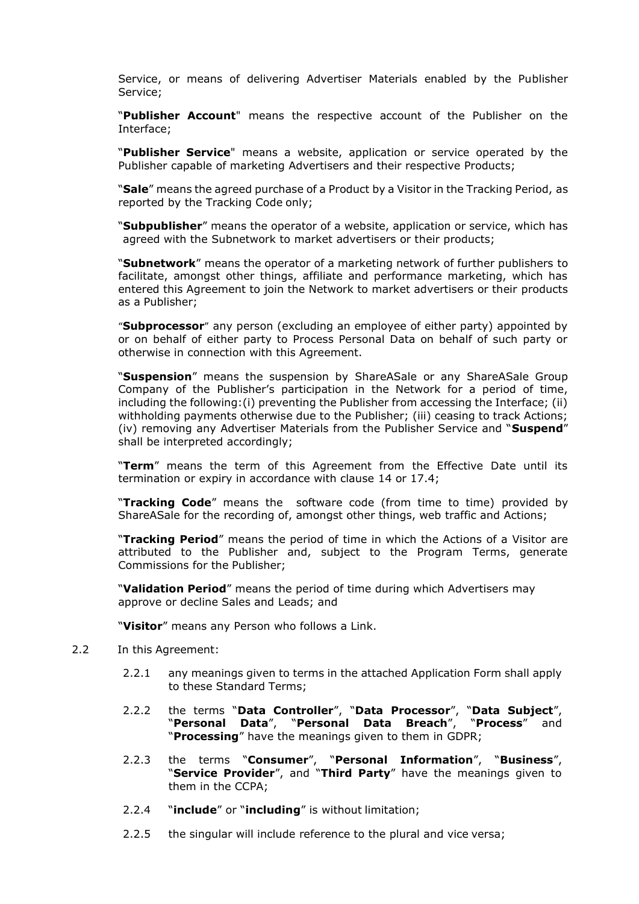Service, or means of delivering Advertiser Materials enabled by the Publisher Service;

"**Publisher Account**" means the respective account of the Publisher on the Interface;

"**Publisher Service**" means a website, application or service operated by the Publisher capable of marketing Advertisers and their respective Products;

"**Sale**" means the agreed purchase of a Product by a Visitor in the Tracking Period, as reported by the Tracking Code only;

"**Subpublisher**" means the operator of a website, application or service, which has agreed with the Subnetwork to market advertisers or their products;

"**Subnetwork**" means the operator of a marketing network of further publishers to facilitate, amongst other things, affiliate and performance marketing, which has entered this Agreement to join the Network to market advertisers or their products as a Publisher;

"**Subprocessor**" any person (excluding an employee of either party) appointed by or on behalf of either party to Process Personal Data on behalf of such party or otherwise in connection with this Agreement.

"**Suspension**" means the suspension by ShareASale or any ShareASale Group Company of the Publisher's participation in the Network for a period of time, including the following:(i) preventing the Publisher from accessing the Interface; (ii) withholding payments otherwise due to the Publisher; (iii) ceasing to track Actions; (iv) removing any Advertiser Materials from the Publisher Service and "**Suspend**" shall be interpreted accordingly;

"**Term**" means the term of this Agreement from the Effective Date until its termination or expiry in accordance with clause 14 or 17.4;

"**Tracking Code**" means the software code (from time to time) provided by ShareASale for the recording of, amongst other things, web traffic and Actions;

"**Tracking Period**" means the period of time in which the Actions of a Visitor are attributed to the Publisher and, subject to the Program Terms, generate Commissions for the Publisher;

"**Validation Period**" means the period of time during which Advertisers may approve or decline Sales and Leads; and

"**Visitor**" means any Person who follows a Link.

2.2 In this Agreement:

2.2.1 any meanings given to terms in the attached Application Form shall apply to these Standard Terms;

2.2.2 the terms "**Data Controller**", "**Data Processor**", "**Data Subject**", "**Personal Data**", "**Personal Data Breach**", "**Process**" and "**Processing**" have the meanings given to them in GDPR;

2.2.3 the terms "**Consumer**", "**Personal Information**", "**Business**", "**Service Provider**", and "**Third Party**" have the meanings given to them in the CCPA;

2.2.4 "**include**" or "**including**" is without limitation;

2.2.5 the singular will include reference to the plural and vice versa;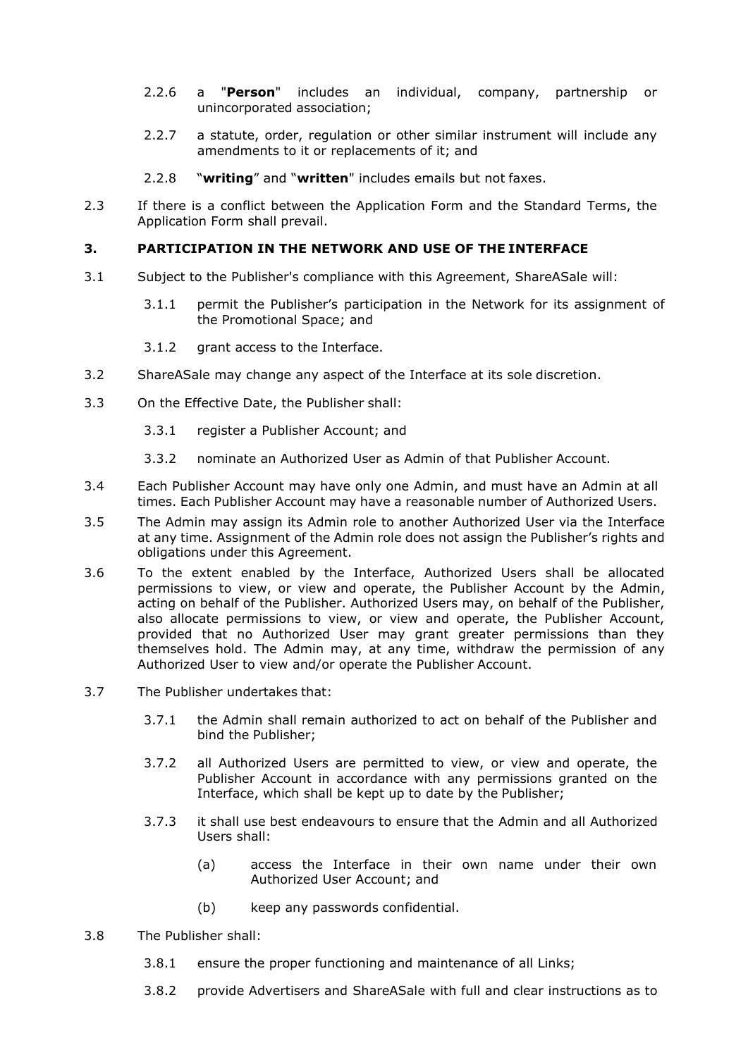2.2.6 a "**Person**" includes an individual, company, partnership or unincorporated association;

2.2.7 a statute, order, regulation or other similar instrument will include any amendments to it or replacements of it; and

2.2.8 "**writing**" and "**written**" includes emails but not faxes.

2.3 If there is a conflict between the Application Form and the Standard Terms, the Application Form shall prevail.

### 3. PARTICIPATION IN THE NETWORK AND USE OF THE INTERFACE

3.1 Subject to the Publisher's compliance with this Agreement, ShareASale will:

3.1.1 permit the Publisher's participation in the Network for its assignment of the Promotional Space; and

3.1.2 grant access to the Interface.

3.2 ShareASale may change any aspect of the Interface at its sole discretion.

3.3 On the Effective Date, the Publisher shall:

3.3.1 register a Publisher Account; and

3.3.2 nominate an Authorized User as Admin of that Publisher Account.

3.4 Each Publisher Account may have only one Admin, and must have an Admin at all times. Each Publisher Account may have a reasonable number of Authorized Users.

3.5 The Admin may assign its Admin role to another Authorized User via the Interface at any time. Assignment of the Admin role does not assign the Publisher's rights and obligations under this Agreement.

3.6 To the extent enabled by the Interface, Authorized Users shall be allocated permissions to view, or view and operate, the Publisher Account by the Admin, acting on behalf of the Publisher. Authorized Users may, on behalf of the Publisher, also allocate permissions to view, or view and operate, the Publisher Account, provided that no Authorized User may grant greater permissions than they themselves hold. The Admin may, at any time, withdraw the permission of any Authorized User to view and/or operate the Publisher Account.

3.7 The Publisher undertakes that:

3.7.1 the Admin shall remain authorized to act on behalf of the Publisher and bind the Publisher;

3.7.2 all Authorized Users are permitted to view, or view and operate, the Publisher Account in accordance with any permissions granted on the Interface, which shall be kept up to date by the Publisher;

3.7.3 it shall use best endeavours to ensure that the Admin and all Authorized Users shall:

(a) access the Interface in their own name under their own Authorized User Account; and

(b) keep any passwords confidential.

3.8 The Publisher shall:

3.8.1 ensure the proper functioning and maintenance of all Links;

3.8.2 provide Advertisers and ShareASale with full and clear instructions as to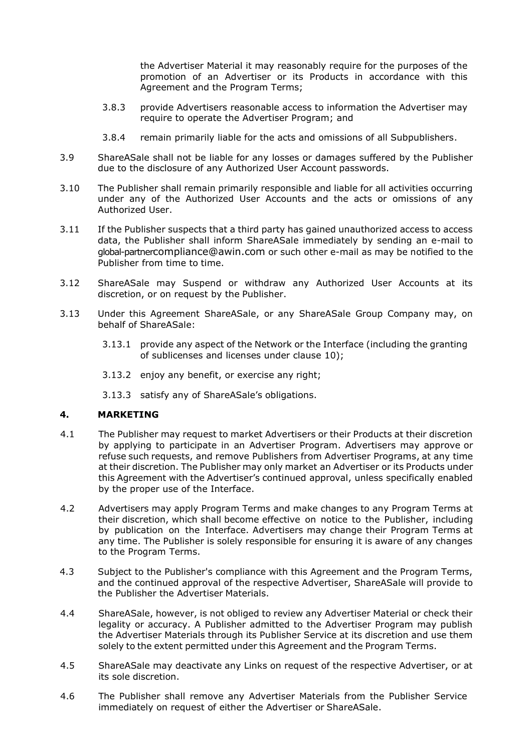the Advertiser Material it may reasonably require for the purposes of the promotion of an Advertiser or its Products in accordance with this Agreement and the Program Terms;

3.8.3 provide Advertisers reasonable access to information the Advertiser may require to operate the Advertiser Program; and

3.8.4 remain primarily liable for the acts and omissions of all Subpublishers.

3.9 ShareASale shall not be liable for any losses or damages suffered by the Publisher due to the disclosure of any Authorized User Account passwords.

3.10 The Publisher shall remain primarily responsible and liable for all activities occurring under any of the Authorized User Accounts and the acts or omissions of any Authorized User.

3.11 If the Publisher suspects that a third party has gained unauthorized access to access data, the Publisher shall inform ShareASale immediately by sending an e-mail to global-partnercompliance@awin.com or such other e-mail as may be notified to the Publisher from time to time.

3.12 ShareASale may Suspend or withdraw any Authorized User Accounts at its discretion, or on request by the Publisher.

3.13 Under this Agreement ShareASale, or any ShareASale Group Company may, on behalf of ShareASale:

3.13.1 provide any aspect of the Network or the Interface (including the granting of sublicenses and licenses under clause 10);

3.13.2 enjoy any benefit, or exercise any right;

3.13.3 satisfy any of ShareASale's obligations.

## 4. MARKETING

4.1 The Publisher may request to market Advertisers or their Products at their discretion by applying to participate in an Advertiser Program. Advertisers may approve or refuse such requests, and remove Publishers from Advertiser Programs, at any time at their discretion. The Publisher may only market an Advertiser or its Products under this Agreement with the Advertiser's continued approval, unless specifically enabled by the proper use of the Interface.

4.2 Advertisers may apply Program Terms and make changes to any Program Terms at their discretion, which shall become effective on notice to the Publisher, including by publication on the Interface. Advertisers may change their Program Terms at any time. The Publisher is solely responsible for ensuring it is aware of any changes to the Program Terms.

4.3 Subject to the Publisher's compliance with this Agreement and the Program Terms, and the continued approval of the respective Advertiser, ShareASale will provide to the Publisher the Advertiser Materials.

4.4 ShareASale, however, is not obliged to review any Advertiser Material or check their legality or accuracy. A Publisher admitted to the Advertiser Program may publish the Advertiser Materials through its Publisher Service at its discretion and use them solely to the extent permitted under this Agreement and the Program Terms.

4.5 ShareASale may deactivate any Links on request of the respective Advertiser, or at its sole discretion.

4.6 The Publisher shall remove any Advertiser Materials from the Publisher Service immediately on request of either the Advertiser or ShareASale.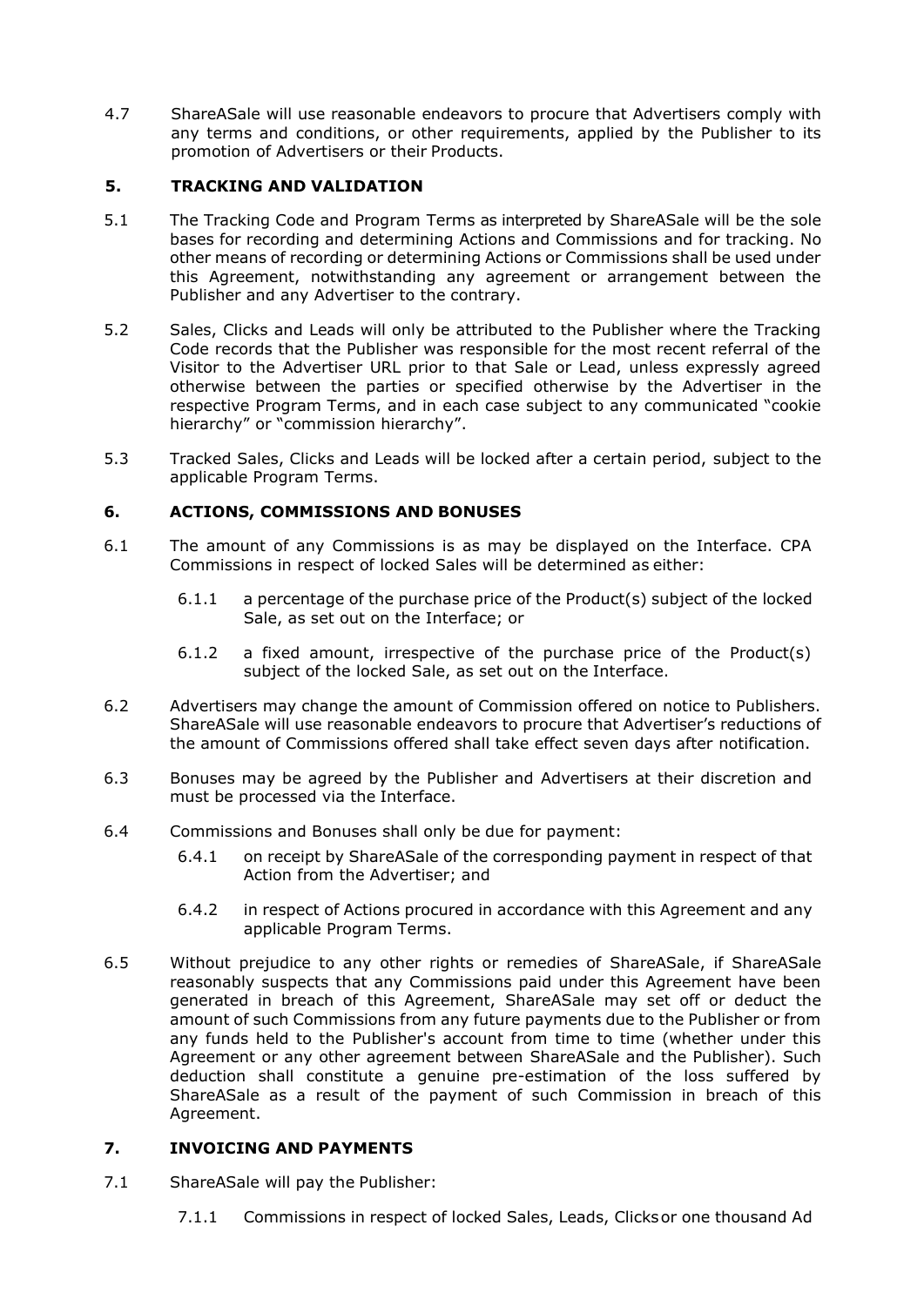4.7 ShareASale will use reasonable endeavors to procure that Advertisers comply with any terms and conditions, or other requirements, applied by the Publisher to its promotion of Advertisers or their Products.

## 5. TRACKING AND VALIDATION

5.1 The Tracking Code and Program Terms as interpreted by ShareASale will be the sole bases for recording and determining Actions and Commissions and for tracking. No other means of recording or determining Actions or Commissions shall be used under this Agreement, notwithstanding any agreement or arrangement between the Publisher and any Advertiser to the contrary.

5.2 Sales, Clicks and Leads will only be attributed to the Publisher where the Tracking Code records that the Publisher was responsible for the most recent referral of the Visitor to the Advertiser URL prior to that Sale or Lead, unless expressly agreed otherwise between the parties or specified otherwise by the Advertiser in the respective Program Terms, and in each case subject to any communicated "cookie hierarchy" or "commission hierarchy".

5.3 Tracked Sales, Clicks and Leads will be locked after a certain period, subject to the applicable Program Terms.

## 6. ACTIONS, COMMISSIONS AND BONUSES

6.1 The amount of any Commissions is as may be displayed on the Interface. CPA Commissions in respect of locked Sales will be determined as either:

6.1.1 a percentage of the purchase price of the Product(s) subject of the locked Sale, as set out on the Interface; or

6.1.2 a fixed amount, irrespective of the purchase price of the Product(s) subject of the locked Sale, as set out on the Interface.

6.2 Advertisers may change the amount of Commission offered on notice to Publishers. ShareASale will use reasonable endeavors to procure that Advertiser's reductions of the amount of Commissions offered shall take effect seven days after notification.

6.3 Bonuses may be agreed by the Publisher and Advertisers at their discretion and must be processed via the Interface.

6.4 Commissions and Bonuses shall only be due for payment:

6.4.1 on receipt by ShareASale of the corresponding payment in respect of that Action from the Advertiser; and

6.4.2 in respect of Actions procured in accordance with this Agreement and any applicable Program Terms.

6.5 Without prejudice to any other rights or remedies of ShareASale, if ShareASale reasonably suspects that any Commissions paid under this Agreement have been generated in breach of this Agreement, ShareASale may set off or deduct the amount of such Commissions from any future payments due to the Publisher or from any funds held to the Publisher's account from time to time (whether under this Agreement or any other agreement between ShareASale and the Publisher). Such deduction shall constitute a genuine pre-estimation of the loss suffered by ShareASale as a result of the payment of such Commission in breach of this Agreement.

## 7. INVOICING AND PAYMENTS

7.1 ShareASale will pay the Publisher:

7.1.1 Commissions in respect of locked Sales, Leads, Clicks or one thousand Ad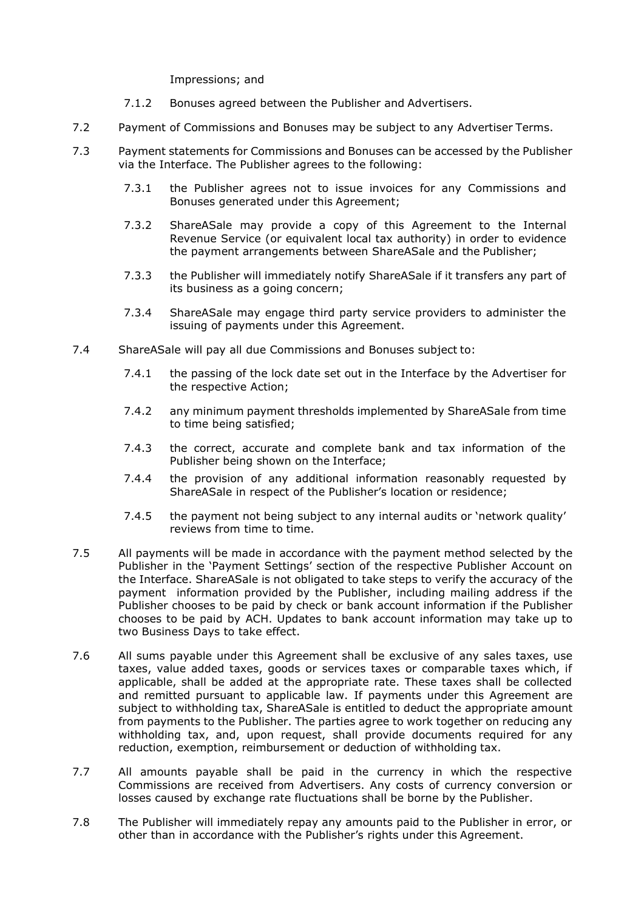Impressions; and

7.1.2 Bonuses agreed between the Publisher and Advertisers.

7.2 Payment of Commissions and Bonuses may be subject to any Advertiser Terms.

7.3 Payment statements for Commissions and Bonuses can be accessed by the Publisher via the Interface. The Publisher agrees to the following:

7.3.1 the Publisher agrees not to issue invoices for any Commissions and Bonuses generated under this Agreement;

7.3.2 ShareASale may provide a copy of this Agreement to the Internal Revenue Service (or equivalent local tax authority) in order to evidence the payment arrangements between ShareASale and the Publisher;

7.3.3 the Publisher will immediately notify ShareASale if it transfers any part of its business as a going concern;

7.3.4 ShareASale may engage third party service providers to administer the issuing of payments under this Agreement.

7.4 ShareASale will pay all due Commissions and Bonuses subject to:

7.4.1 the passing of the lock date set out in the Interface by the Advertiser for the respective Action;

7.4.2 any minimum payment thresholds implemented by ShareASale from time to time being satisfied;

7.4.3 the correct, accurate and complete bank and tax information of the Publisher being shown on the Interface;

7.4.4 the provision of any additional information reasonably requested by ShareASale in respect of the Publisher's location or residence;

7.4.5 the payment not being subject to any internal audits or 'network quality' reviews from time to time.

7.5 All payments will be made in accordance with the payment method selected by the Publisher in the 'Payment Settings' section of the respective Publisher Account on the Interface. ShareASale is not obligated to take steps to verify the accuracy of the payment information provided by the Publisher, including mailing address if the Publisher chooses to be paid by check or bank account information if the Publisher chooses to be paid by ACH. Updates to bank account information may take up to two Business Days to take effect.

7.6 All sums payable under this Agreement shall be exclusive of any sales taxes, use taxes, value added taxes, goods or services taxes or comparable taxes which, if applicable, shall be added at the appropriate rate. These taxes shall be collected and remitted pursuant to applicable law. If payments under this Agreement are subject to withholding tax, ShareASale is entitled to deduct the appropriate amount from payments to the Publisher. The parties agree to work together on reducing any withholding tax, and, upon request, shall provide documents required for any reduction, exemption, reimbursement or deduction of withholding tax.

7.7 All amounts payable shall be paid in the currency in which the respective Commissions are received from Advertisers. Any costs of currency conversion or losses caused by exchange rate fluctuations shall be borne by the Publisher.

7.8 The Publisher will immediately repay any amounts paid to the Publisher in error, or other than in accordance with the Publisher's rights under this Agreement.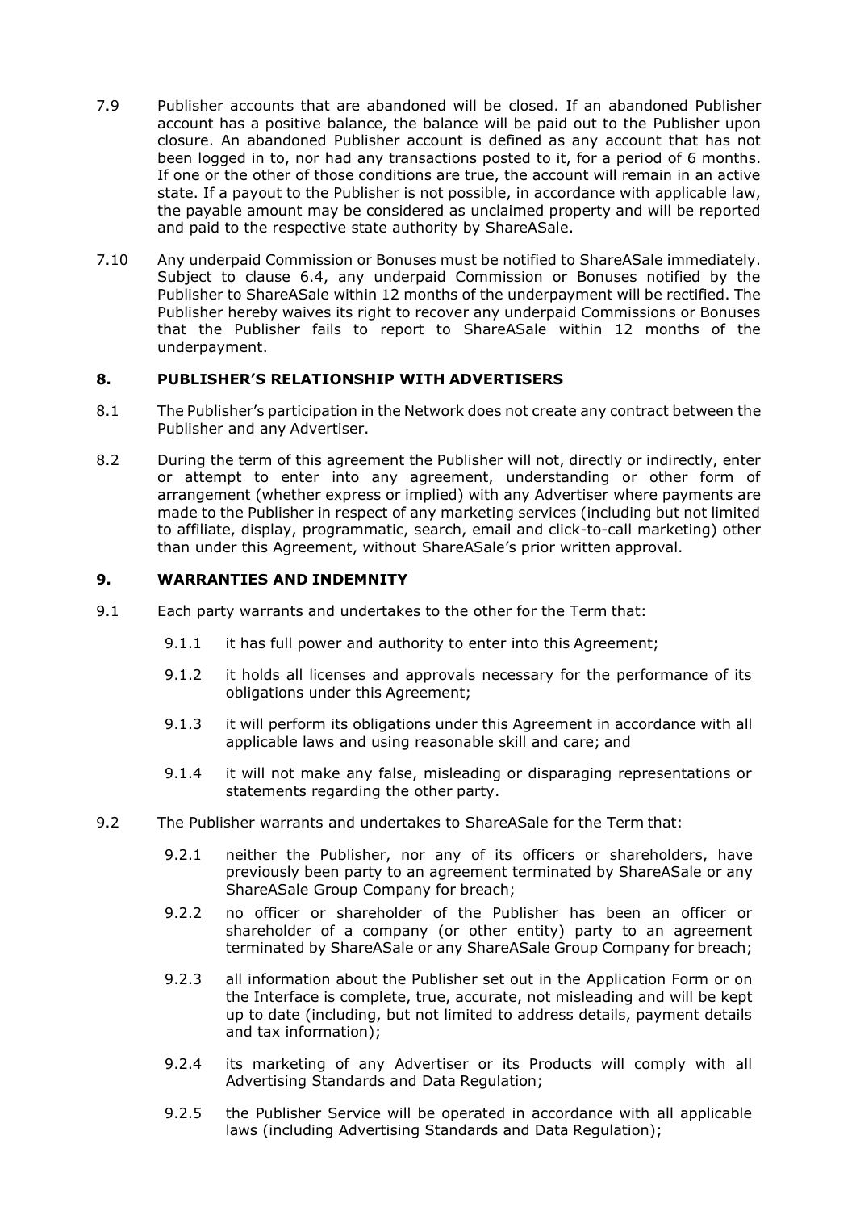7.9 Publisher accounts that are abandoned will be closed. If an abandoned Publisher account has a positive balance, the balance will be paid out to the Publisher upon closure. An abandoned Publisher account is defined as any account that has not been logged in to, nor had any transactions posted to it, for a period of 6 months. If one or the other of those conditions are true, the account will remain in an active state. If a payout to the Publisher is not possible, in accordance with applicable law, the payable amount may be considered as unclaimed property and will be reported and paid to the respective state authority by ShareASale.

7.10 Any underpaid Commission or Bonuses must be notified to ShareASale immediately. Subject to clause 6.4, any underpaid Commission or Bonuses notified by the Publisher to ShareASale within 12 months of the underpayment will be rectified. The Publisher hereby waives its right to recover any underpaid Commissions or Bonuses that the Publisher fails to report to ShareASale within 12 months of the underpayment.

## 8. PUBLISHER'S RELATIONSHIP WITH ADVERTISERS

8.1 The Publisher's participation in the Network does not create any contract between the Publisher and any Advertiser.

8.2 During the term of this agreement the Publisher will not, directly or indirectly, enter or attempt to enter into any agreement, understanding or other form of arrangement (whether express or implied) with any Advertiser where payments are made to the Publisher in respect of any marketing services (including but not limited to affiliate, display, programmatic, search, email and click-to-call marketing) other than under this Agreement, without ShareASale's prior written approval.

## 9. WARRANTIES AND INDEMNITY

9.1 Each party warrants and undertakes to the other for the Term that:

- 9.1.1 it has full power and authority to enter into this Agreement;
- 9.1.2 it holds all licenses and approvals necessary for the performance of its obligations under this Agreement;
- 9.1.3 it will perform its obligations under this Agreement in accordance with all applicable laws and using reasonable skill and care; and
- 9.1.4 it will not make any false, misleading or disparaging representations or statements regarding the other party.

9.2 The Publisher warrants and undertakes to ShareASale for the Term that:

- 9.2.1 neither the Publisher, nor any of its officers or shareholders, have previously been party to an agreement terminated by ShareASale or any ShareASale Group Company for breach;
- 9.2.2 no officer or shareholder of the Publisher has been an officer or shareholder of a company (or other entity) party to an agreement terminated by ShareASale or any ShareASale Group Company for breach;
- 9.2.3 all information about the Publisher set out in the Application Form or on the Interface is complete, true, accurate, not misleading and will be kept up to date (including, but not limited to address details, payment details and tax information);
- 9.2.4 its marketing of any Advertiser or its Products will comply with all Advertising Standards and Data Regulation;
- 9.2.5 the Publisher Service will be operated in accordance with all applicable laws (including Advertising Standards and Data Regulation);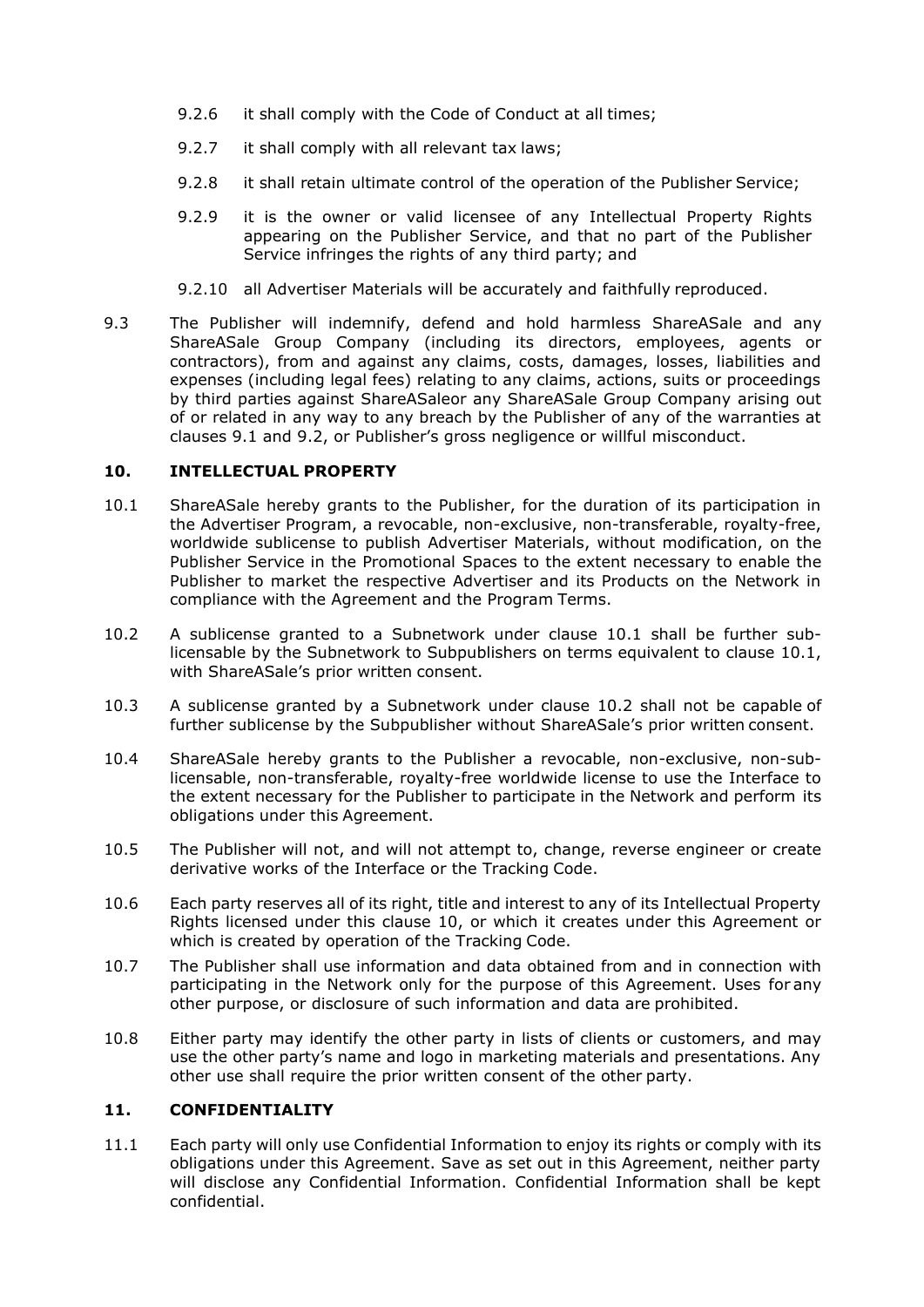9.2.6 it shall comply with the Code of Conduct at all times;

9.2.7 it shall comply with all relevant tax laws;

9.2.8 it shall retain ultimate control of the operation of the Publisher Service;

9.2.9 it is the owner or valid licensee of any Intellectual Property Rights appearing on the Publisher Service, and that no part of the Publisher Service infringes the rights of any third party; and

9.2.10 all Advertiser Materials will be accurately and faithfully reproduced.

9.3 The Publisher will indemnify, defend and hold harmless ShareASale and any ShareASale Group Company (including its directors, employees, agents or contractors), from and against any claims, costs, damages, losses, liabilities and expenses (including legal fees) relating to any claims, actions, suits or proceedings by third parties against ShareASaleor any ShareASale Group Company arising out of or related in any way to any breach by the Publisher of any of the warranties at clauses 9.1 and 9.2, or Publisher's gross negligence or willful misconduct.

## 10. INTELLECTUAL PROPERTY

10.1 ShareASale hereby grants to the Publisher, for the duration of its participation in the Advertiser Program, a revocable, non-exclusive, non-transferable, royalty-free, worldwide sublicense to publish Advertiser Materials, without modification, on the Publisher Service in the Promotional Spaces to the extent necessary to enable the Publisher to market the respective Advertiser and its Products on the Network in compliance with the Agreement and the Program Terms.

10.2 A sublicense granted to a Subnetwork under clause 10.1 shall be further sub-licensable by the Subnetwork to Subpublishers on terms equivalent to clause 10.1, with ShareASale's prior written consent.

10.3 A sublicense granted by a Subnetwork under clause 10.2 shall not be capable of further sublicense by the Subpublisher without ShareASale's prior written consent.

10.4 ShareASale hereby grants to the Publisher a revocable, non-exclusive, non-sub-licensable, non-transferable, royalty-free worldwide license to use the Interface to the extent necessary for the Publisher to participate in the Network and perform its obligations under this Agreement.

10.5 The Publisher will not, and will not attempt to, change, reverse engineer or create derivative works of the Interface or the Tracking Code.

10.6 Each party reserves all of its right, title and interest to any of its Intellectual Property Rights licensed under this clause 10, or which it creates under this Agreement or which is created by operation of the Tracking Code.

10.7 The Publisher shall use information and data obtained from and in connection with participating in the Network only for the purpose of this Agreement. Uses for any other purpose, or disclosure of such information and data are prohibited.

10.8 Either party may identify the other party in lists of clients or customers, and may use the other party's name and logo in marketing materials and presentations. Any other use shall require the prior written consent of the other party.

## 11. CONFIDENTIALITY

11.1 Each party will only use Confidential Information to enjoy its rights or comply with its obligations under this Agreement. Save as set out in this Agreement, neither party will disclose any Confidential Information. Confidential Information shall be kept confidential.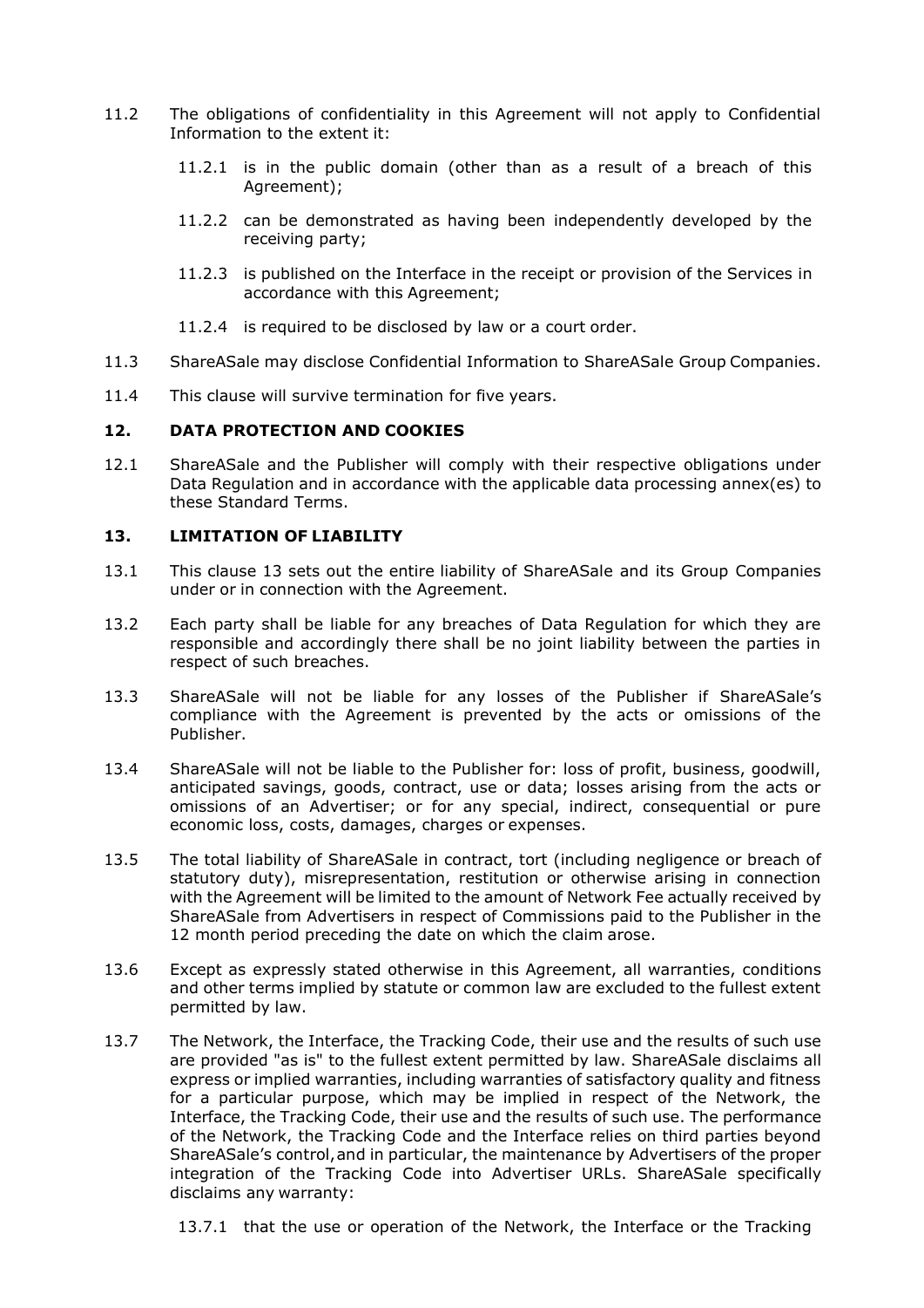11.2 The obligations of confidentiality in this Agreement will not apply to Confidential Information to the extent it:

11.2.1 is in the public domain (other than as a result of a breach of this Agreement);

11.2.2 can be demonstrated as having been independently developed by the receiving party;

11.2.3 is published on the Interface in the receipt or provision of the Services in accordance with this Agreement;

11.2.4 is required to be disclosed by law or a court order.

11.3 ShareASale may disclose Confidential Information to ShareASale Group Companies.

11.4 This clause will survive termination for five years.

## 12. DATA PROTECTION AND COOKIES

12.1 ShareASale and the Publisher will comply with their respective obligations under Data Regulation and in accordance with the applicable data processing annex(es) to these Standard Terms.

## 13. LIMITATION OF LIABILITY

13.1 This clause 13 sets out the entire liability of ShareASale and its Group Companies under or in connection with the Agreement.

13.2 Each party shall be liable for any breaches of Data Regulation for which they are responsible and accordingly there shall be no joint liability between the parties in respect of such breaches.

13.3 ShareASale will not be liable for any losses of the Publisher if ShareASale's compliance with the Agreement is prevented by the acts or omissions of the Publisher.

13.4 ShareASale will not be liable to the Publisher for: loss of profit, business, goodwill, anticipated savings, goods, contract, use or data; losses arising from the acts or omissions of an Advertiser; or for any special, indirect, consequential or pure economic loss, costs, damages, charges or expenses.

13.5 The total liability of ShareASale in contract, tort (including negligence or breach of statutory duty), misrepresentation, restitution or otherwise arising in connection with the Agreement will be limited to the amount of Network Fee actually received by ShareASale from Advertisers in respect of Commissions paid to the Publisher in the 12 month period preceding the date on which the claim arose.

13.6 Except as expressly stated otherwise in this Agreement, all warranties, conditions and other terms implied by statute or common law are excluded to the fullest extent permitted by law.

13.7 The Network, the Interface, the Tracking Code, their use and the results of such use are provided "as is" to the fullest extent permitted by law. ShareASale disclaims all express or implied warranties, including warranties of satisfactory quality and fitness for a particular purpose, which may be implied in respect of the Network, the Interface, the Tracking Code, their use and the results of such use. The performance of the Network, the Tracking Code and the Interface relies on third parties beyond ShareASale's control, and in particular, the maintenance by Advertisers of the proper integration of the Tracking Code into Advertiser URLs. ShareASale specifically disclaims any warranty:

13.7.1 that the use or operation of the Network, the Interface or the Tracking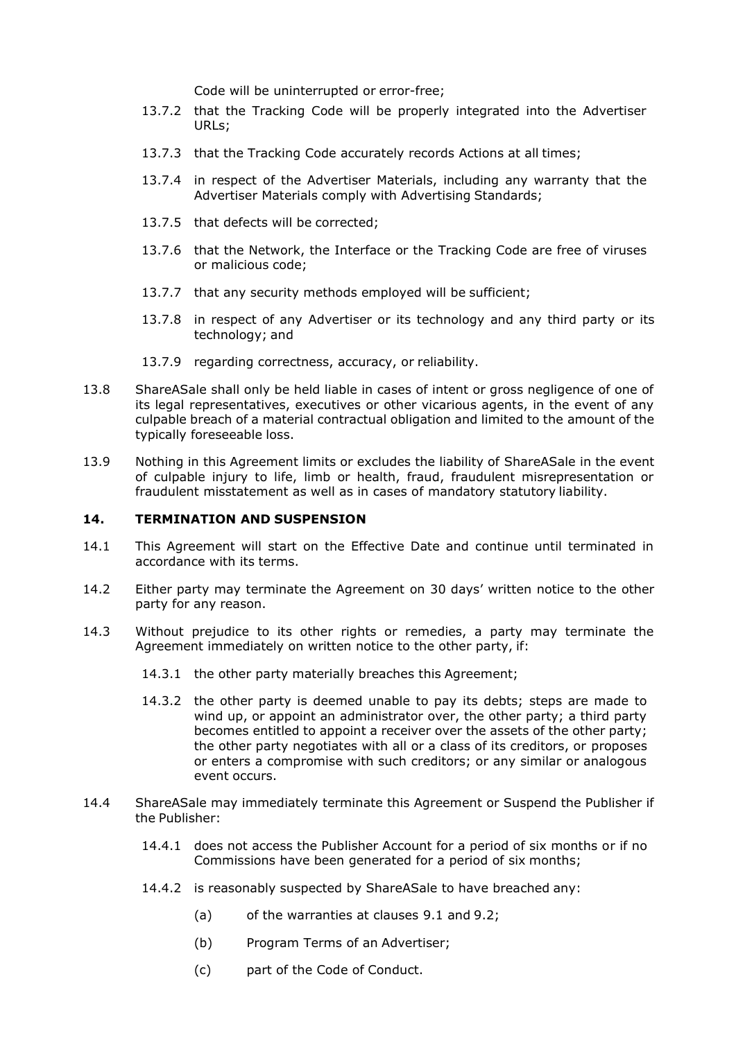Code will be uninterrupted or error-free;

13.7.2 that the Tracking Code will be properly integrated into the Advertiser URLs;

13.7.3 that the Tracking Code accurately records Actions at all times;

13.7.4 in respect of the Advertiser Materials, including any warranty that the Advertiser Materials comply with Advertising Standards;

13.7.5 that defects will be corrected;

13.7.6 that the Network, the Interface or the Tracking Code are free of viruses or malicious code;

13.7.7 that any security methods employed will be sufficient;

13.7.8 in respect of any Advertiser or its technology and any third party or its technology; and

13.7.9 regarding correctness, accuracy, or reliability.

13.8 ShareASale shall only be held liable in cases of intent or gross negligence of one of its legal representatives, executives or other vicarious agents, in the event of any culpable breach of a material contractual obligation and limited to the amount of the typically foreseeable loss.

13.9 Nothing in this Agreement limits or excludes the liability of ShareASale in the event of culpable injury to life, limb or health, fraud, fraudulent misrepresentation or fraudulent misstatement as well as in cases of mandatory statutory liability.

## 14. TERMINATION AND SUSPENSION

14.1 This Agreement will start on the Effective Date and continue until terminated in accordance with its terms.

14.2 Either party may terminate the Agreement on 30 days' written notice to the other party for any reason.

14.3 Without prejudice to its other rights or remedies, a party may terminate the Agreement immediately on written notice to the other party, if:

14.3.1 the other party materially breaches this Agreement;

14.3.2 the other party is deemed unable to pay its debts; steps are made to wind up, or appoint an administrator over, the other party; a third party becomes entitled to appoint a receiver over the assets of the other party; the other party negotiates with all or a class of its creditors, or proposes or enters a compromise with such creditors; or any similar or analogous event occurs.

14.4 ShareASale may immediately terminate this Agreement or Suspend the Publisher if the Publisher:

14.4.1 does not access the Publisher Account for a period of six months or if no Commissions have been generated for a period of six months;

14.4.2 is reasonably suspected by ShareASale to have breached any:

(a) of the warranties at clauses 9.1 and 9.2;

(b) Program Terms of an Advertiser;

(c) part of the Code of Conduct.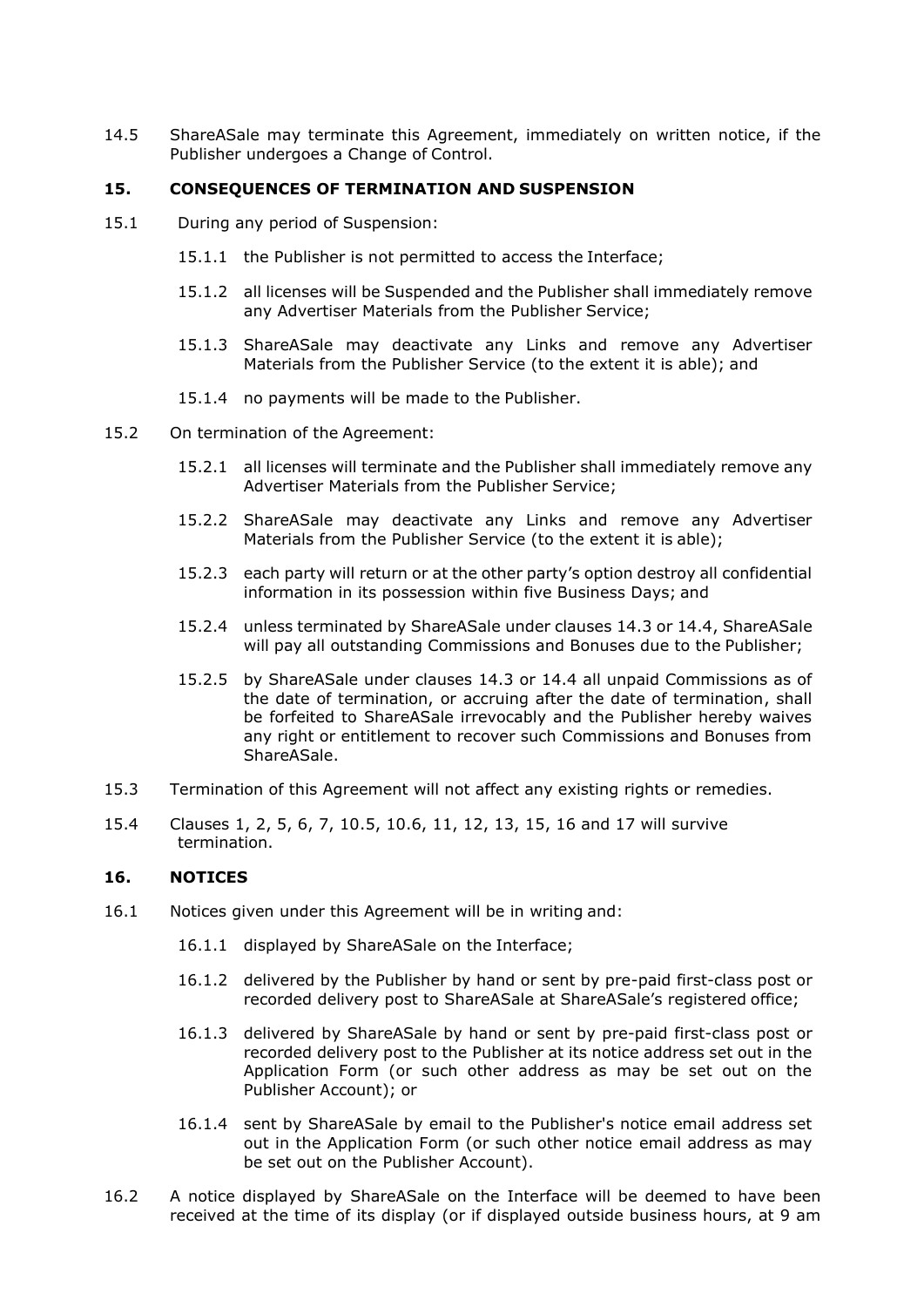14.5 ShareASale may terminate this Agreement, immediately on written notice, if the Publisher undergoes a Change of Control.

## 15. CONSEQUENCES OF TERMINATION AND SUSPENSION

15.1 During any period of Suspension:

15.1.1 the Publisher is not permitted to access the Interface;

15.1.2 all licenses will be Suspended and the Publisher shall immediately remove any Advertiser Materials from the Publisher Service;

15.1.3 ShareASale may deactivate any Links and remove any Advertiser Materials from the Publisher Service (to the extent it is able); and

15.1.4 no payments will be made to the Publisher.

15.2 On termination of the Agreement:

15.2.1 all licenses will terminate and the Publisher shall immediately remove any Advertiser Materials from the Publisher Service;

15.2.2 ShareASale may deactivate any Links and remove any Advertiser Materials from the Publisher Service (to the extent it is able);

15.2.3 each party will return or at the other party's option destroy all confidential information in its possession within five Business Days; and

15.2.4 unless terminated by ShareASale under clauses 14.3 or 14.4, ShareASale will pay all outstanding Commissions and Bonuses due to the Publisher;

15.2.5 by ShareASale under clauses 14.3 or 14.4 all unpaid Commissions as of the date of termination, or accruing after the date of termination, shall be forfeited to ShareASale irrevocably and the Publisher hereby waives any right or entitlement to recover such Commissions and Bonuses from ShareASale.

15.3 Termination of this Agreement will not affect any existing rights or remedies.

15.4 Clauses 1, 2, 5, 6, 7, 10.5, 10.6, 11, 12, 13, 15, 16 and 17 will survive termination.

## 16. NOTICES

16.1 Notices given under this Agreement will be in writing and:

16.1.1 displayed by ShareASale on the Interface;

16.1.2 delivered by the Publisher by hand or sent by pre-paid first-class post or recorded delivery post to ShareASale at ShareASale's registered office;

16.1.3 delivered by ShareASale by hand or sent by pre-paid first-class post or recorded delivery post to the Publisher at its notice address set out in the Application Form (or such other address as may be set out on the Publisher Account); or

16.1.4 sent by ShareASale by email to the Publisher's notice email address set out in the Application Form (or such other notice email address as may be set out on the Publisher Account).

16.2 A notice displayed by ShareASale on the Interface will be deemed to have been received at the time of its display (or if displayed outside business hours, at 9 am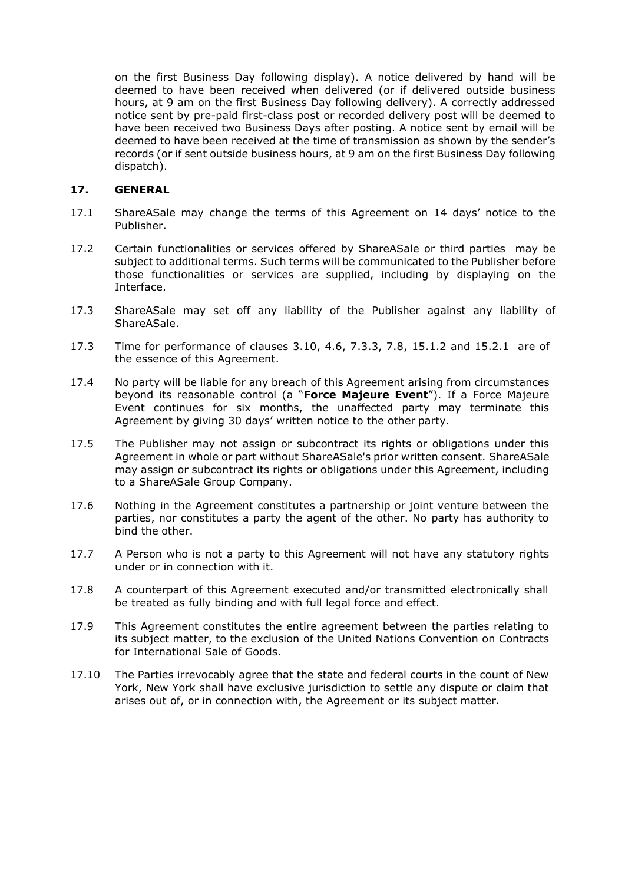on the first Business Day following display). A notice delivered by hand will be deemed to have been received when delivered (or if delivered outside business hours, at 9 am on the first Business Day following delivery). A correctly addressed notice sent by pre-paid first-class post or recorded delivery post will be deemed to have been received two Business Days after posting. A notice sent by email will be deemed to have been received at the time of transmission as shown by the sender's records (or if sent outside business hours, at 9 am on the first Business Day following dispatch).

## 17. GENERAL

17.1 ShareASale may change the terms of this Agreement on 14 days' notice to the Publisher.

17.2 Certain functionalities or services offered by ShareASale or third parties may be subject to additional terms. Such terms will be communicated to the Publisher before those functionalities or services are supplied, including by displaying on the Interface.

17.3 ShareASale may set off any liability of the Publisher against any liability of ShareASale.

17.3 Time for performance of clauses 3.10, 4.6, 7.3.3, 7.8, 15.1.2 and 15.2.1 are of the essence of this Agreement.

17.4 No party will be liable for any breach of this Agreement arising from circumstances beyond its reasonable control (a "**Force Majeure Event**"). If a Force Majeure Event continues for six months, the unaffected party may terminate this Agreement by giving 30 days' written notice to the other party.

17.5 The Publisher may not assign or subcontract its rights or obligations under this Agreement in whole or part without ShareASale's prior written consent. ShareASale may assign or subcontract its rights or obligations under this Agreement, including to a ShareASale Group Company.

17.6 Nothing in the Agreement constitutes a partnership or joint venture between the parties, nor constitutes a party the agent of the other. No party has authority to bind the other.

17.7 A Person who is not a party to this Agreement will not have any statutory rights under or in connection with it.

17.8 A counterpart of this Agreement executed and/or transmitted electronically shall be treated as fully binding and with full legal force and effect.

17.9 This Agreement constitutes the entire agreement between the parties relating to its subject matter, to the exclusion of the United Nations Convention on Contracts for International Sale of Goods.

17.10 The Parties irrevocably agree that the state and federal courts in the count of New York, New York shall have exclusive jurisdiction to settle any dispute or claim that arises out of, or in connection with, the Agreement or its subject matter.